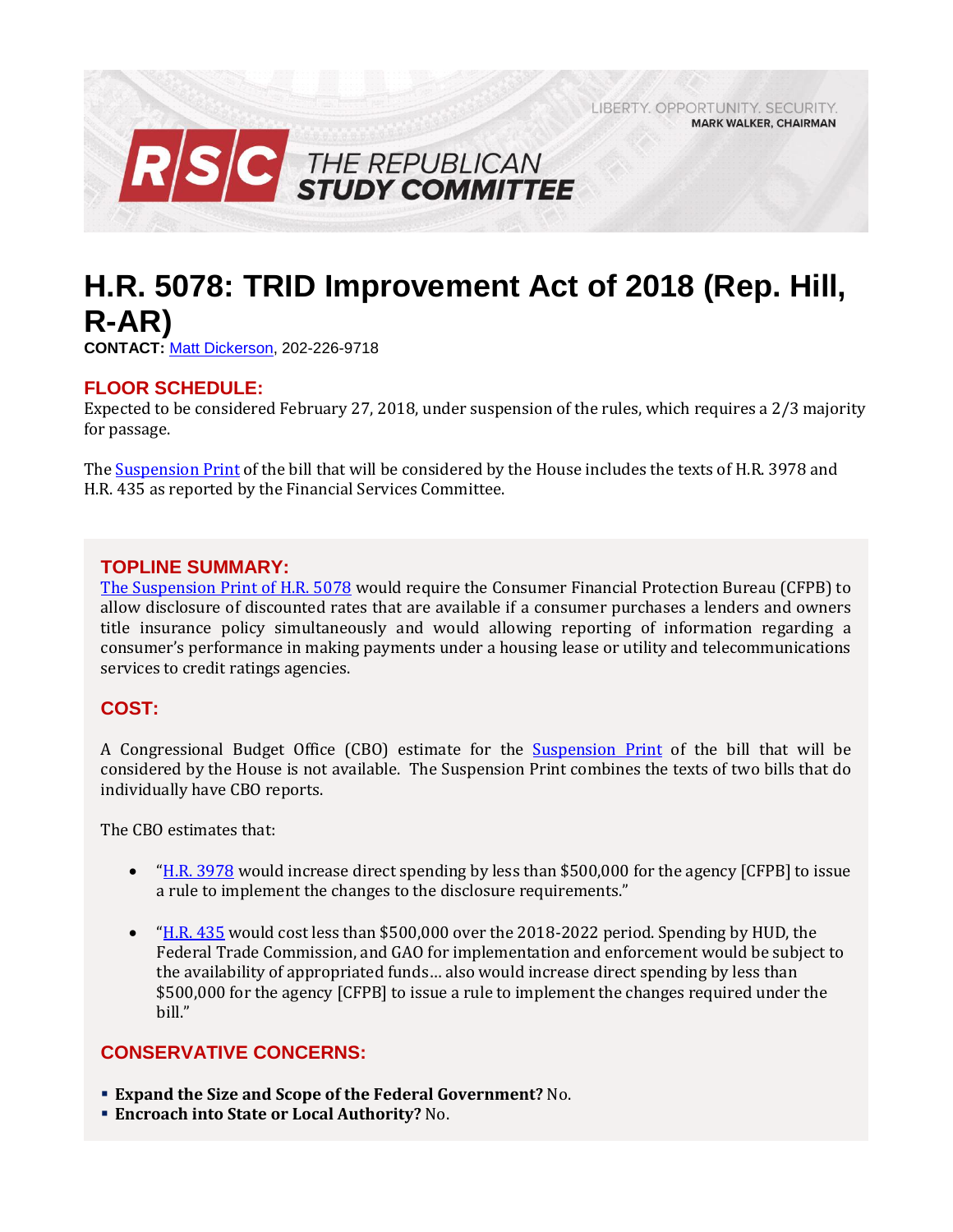LIBERTY. OPPORTUNITY. SECURITY.
MARK WALKER, CHAIRMAN

RSC THE REPUBLICAN STUDY COMMITTEE

# H.R. 5078: TRID Improvement Act of 2018 (Rep. Hill, R-AR)

**CONTACT:** Matt Dickerson, 202-226-9718

## FLOOR SCHEDULE:

Expected to be considered February 27, 2018, under suspension of the rules, which requires a 2/3 majority for passage.

The Suspension Print of the bill that will be considered by the House includes the texts of H.R. 3978 and H.R. 435 as reported by the Financial Services Committee.

## TOPLINE SUMMARY:

The Suspension Print of H.R. 5078 would require the Consumer Financial Protection Bureau (CFPB) to allow disclosure of discounted rates that are available if a consumer purchases a lenders and owners title insurance policy simultaneously and would allowing reporting of information regarding a consumer's performance in making payments under a housing lease or utility and telecommunications services to credit ratings agencies.

## COST:

A Congressional Budget Office (CBO) estimate for the Suspension Print of the bill that will be considered by the House is not available. The Suspension Print combines the texts of two bills that do individually have CBO reports.

The CBO estimates that:

- "H.R. 3978 would increase direct spending by less than $500,000 for the agency [CFPB] to issue a rule to implement the changes to the disclosure requirements."
- "H.R. 435 would cost less than $500,000 over the 2018-2022 period. Spending by HUD, the Federal Trade Commission, and GAO for implementation and enforcement would be subject to the availability of appropriated funds… also would increase direct spending by less than $500,000 for the agency [CFPB] to issue a rule to implement the changes required under the bill."

## CONSERVATIVE CONCERNS:

- **Expand the Size and Scope of the Federal Government?** No.
- **Encroach into State or Local Authority?** No.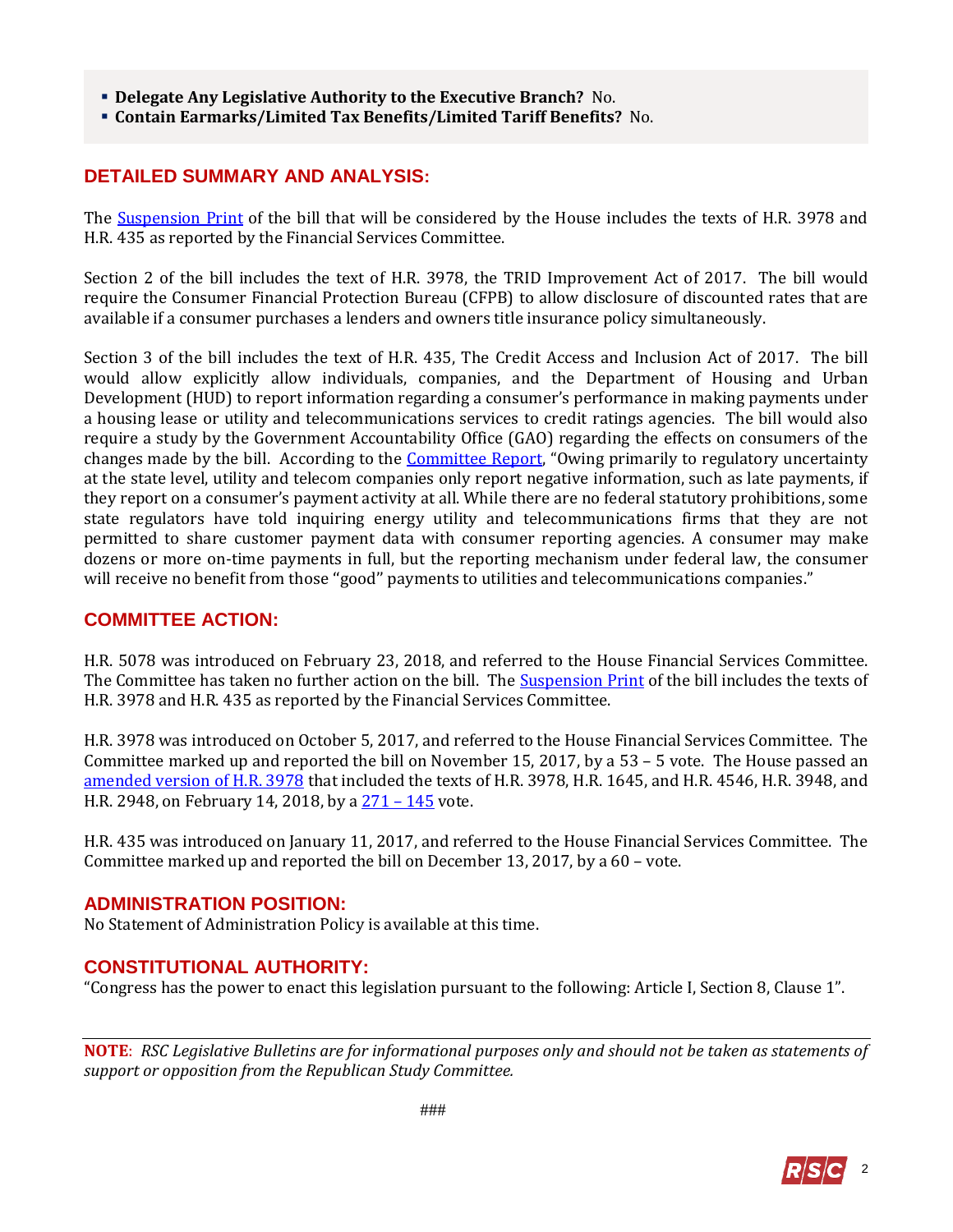- **Delegate Any Legislative Authority to the Executive Branch?** No.
- **Contain Earmarks/Limited Tax Benefits/Limited Tariff Benefits?** No.

## DETAILED SUMMARY AND ANALYSIS:

The Suspension Print of the bill that will be considered by the House includes the texts of H.R. 3978 and H.R. 435 as reported by the Financial Services Committee.

Section 2 of the bill includes the text of H.R. 3978, the TRID Improvement Act of 2017. The bill would require the Consumer Financial Protection Bureau (CFPB) to allow disclosure of discounted rates that are available if a consumer purchases a lenders and owners title insurance policy simultaneously.

Section 3 of the bill includes the text of H.R. 435, The Credit Access and Inclusion Act of 2017. The bill would allow explicitly allow individuals, companies, and the Department of Housing and Urban Development (HUD) to report information regarding a consumer's performance in making payments under a housing lease or utility and telecommunications services to credit ratings agencies. The bill would also require a study by the Government Accountability Office (GAO) regarding the effects on consumers of the changes made by the bill. According to the Committee Report, "Owing primarily to regulatory uncertainty at the state level, utility and telecom companies only report negative information, such as late payments, if they report on a consumer's payment activity at all. While there are no federal statutory prohibitions, some state regulators have told inquiring energy utility and telecommunications firms that they are not permitted to share customer payment data with consumer reporting agencies. A consumer may make dozens or more on-time payments in full, but the reporting mechanism under federal law, the consumer will receive no benefit from those "good" payments to utilities and telecommunications companies."

## COMMITTEE ACTION:

H.R. 5078 was introduced on February 23, 2018, and referred to the House Financial Services Committee. The Committee has taken no further action on the bill. The Suspension Print of the bill includes the texts of H.R. 3978 and H.R. 435 as reported by the Financial Services Committee.

H.R. 3978 was introduced on October 5, 2017, and referred to the House Financial Services Committee. The Committee marked up and reported the bill on November 15, 2017, by a 53 – 5 vote. The House passed an amended version of H.R. 3978 that included the texts of H.R. 3978, H.R. 1645, and H.R. 4546, H.R. 3948, and H.R. 2948, on February 14, 2018, by a 271 – 145 vote.

H.R. 435 was introduced on January 11, 2017, and referred to the House Financial Services Committee. The Committee marked up and reported the bill on December 13, 2017, by a 60 – vote.

## ADMINISTRATION POSITION:

No Statement of Administration Policy is available at this time.

## CONSTITUTIONAL AUTHORITY:

"Congress has the power to enact this legislation pursuant to the following: Article I, Section 8, Clause 1".

**NOTE**: *RSC Legislative Bulletins are for informational purposes only and should not be taken as statements of support or opposition from the Republican Study Committee.*

###